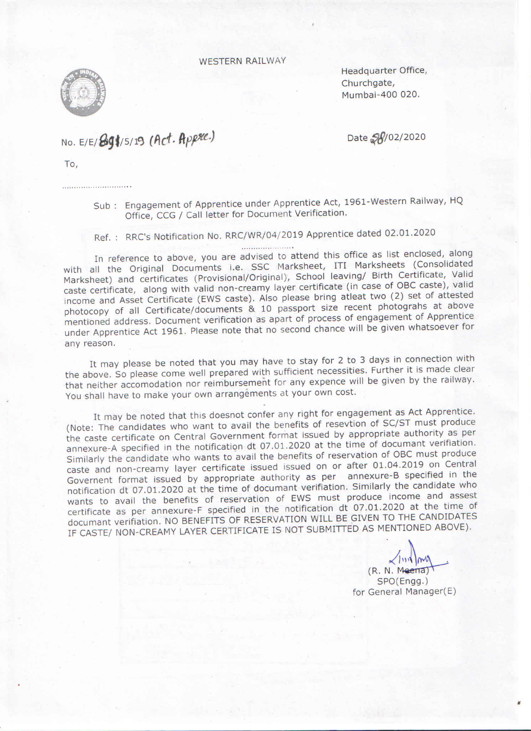WESTERN RAILWAY

Headquarter Office,
Churchgate,
Mumbai-400 020.

No. E/E/891/5/19 (Act. Appre.)

Date 28/02/2020

To,

............................

Sub : Engagement of Apprentice under Apprentice Act, 1961-Western Railway, HQ Office, CCG / Call letter for Document Verification.

Ref. : RRC's Notification No. RRC/WR/04/2019 Apprentice dated 02.01.2020

......................

In reference to above, you are advised to attend this office as list enclosed, along with all the Original Documents i.e. SSC Marksheet, ITI Marksheets (Consolidated Marksheet) and certificates (Provisional/Original), School leaving/ Birth Certificate, Valid caste certificate, along with valid non-creamy layer certificate (in case of OBC caste), valid income and Asset Certificate (EWS caste). Also please bring atleat two (2) set of attested photocopy of all Certificate/documents & 10 passport size recent photograhs at above mentioned address. Document verification as apart of process of engagement of Apprentice under Apprentice Act 1961. Please note that no second chance will be given whatsoever for any reason.

It may please be noted that you may have to stay for 2 to 3 days in connection with the above. So please come well prepared with sufficient necessities. Further it is made clear that neither accomodation nor reimbursement for any expence will be given by the railway. You shall have to make your own arrangements at your own cost.

It may be noted that this doesnot confer any right for engagement as Act Apprentice. (Note: The candidates who want to avail the benefits of resevtion of SC/ST must produce the caste certificate on Central Government format issued by appropriate authority as per annexure-A specified in the notification dt 07.01.2020 at the time of documant verification. Similarly the candidate who wants to avail the benefits of reservation of OBC must produce caste and non-creamy layer certificate issued issued on or after 01.04.2019 on Central Governent format issued by appropriate authority as per annexure-B specified in the notification dt 07.01.2020 at the time of documant verifiation. Similarly the candidate who wants to avail the benefits of reservation of EWS must produce income and assest certificate as per annexure-F specified in the notification dt 07.01.2020 at the time of documant verification. NO BENEFITS OF RESERVATION WILL BE GIVEN TO THE CANDIDATES IF CASTE/ NON-CREAMY LAYER CERTIFICATE IS NOT SUBMITTED AS MENTIONED ABOVE).

(R. N. Meena)
SPO(Engg.)
for General Manager(E)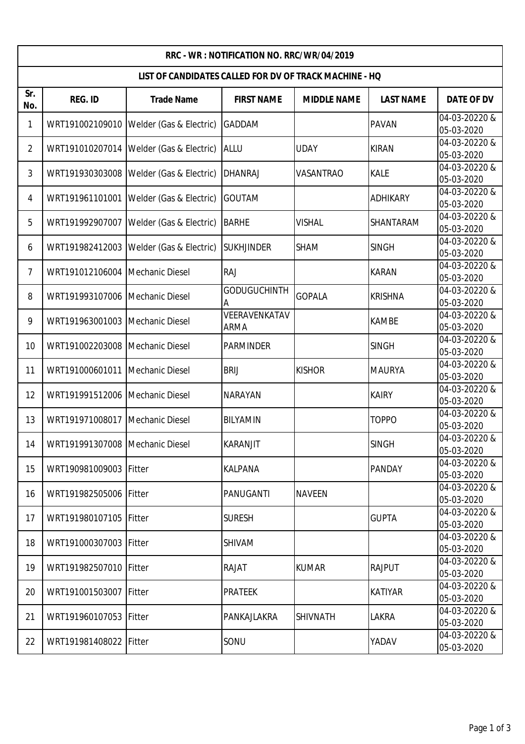| RRC - WR : NOTIFICATION NO. RRC/WR/04/2019 | | | | | | |
|---|---|---|---|---|---|---|
| LIST OF CANDIDATES CALLED FOR DV OF TRACK MACHINE - HQ | | | | | | |
| Sr. No. | REG. ID | Trade Name | FIRST NAME | MIDDLE NAME | LAST NAME | DATE OF DV |
| 1 | WRT191002109010 | Welder (Gas & Electric) | GADDAM | | PAVAN | 04-03-20220 & 05-03-2020 |
| 2 | WRT191010207014 | Welder (Gas & Electric) | ALLU | UDAY | KIRAN | 04-03-20220 & 05-03-2020 |
| 3 | WRT191930303008 | Welder (Gas & Electric) | DHANRAJ | VASANTRAO | KALE | 04-03-20220 & 05-03-2020 |
| 4 | WRT191961101001 | Welder (Gas & Electric) | GOUTAM | | ADHIKARY | 04-03-20220 & 05-03-2020 |
| 5 | WRT191992907007 | Welder (Gas & Electric) | BARHE | VISHAL | SHANTARAM | 04-03-20220 & 05-03-2020 |
| 6 | WRT191982412003 | Welder (Gas & Electric) | SUKHJINDER | SHAM | SINGH | 04-03-20220 & 05-03-2020 |
| 7 | WRT191012106004 | Mechanic Diesel | RAJ | | KARAN | 04-03-20220 & 05-03-2020 |
| 8 | WRT191993107006 | Mechanic Diesel | GODUGUCHINTHA | GOPALA | KRISHNA | 04-03-20220 & 05-03-2020 |
| 9 | WRT191963001003 | Mechanic Diesel | VEERAVENKATAVARMA | | KAMBE | 04-03-20220 & 05-03-2020 |
| 10 | WRT191002203008 | Mechanic Diesel | PARMINDER | | SINGH | 04-03-20220 & 05-03-2020 |
| 11 | WRT191000601011 | Mechanic Diesel | BRIJ | KISHOR | MAURYA | 04-03-20220 & 05-03-2020 |
| 12 | WRT191991512006 | Mechanic Diesel | NARAYAN | | KAIRY | 04-03-20220 & 05-03-2020 |
| 13 | WRT191971008017 | Mechanic Diesel | BILYAMIN | | TOPPO | 04-03-20220 & 05-03-2020 |
| 14 | WRT191991307008 | Mechanic Diesel | KARANJIT | | SINGH | 04-03-20220 & 05-03-2020 |
| 15 | WRT190981009003 | Fitter | KALPANA | | PANDAY | 04-03-20220 & 05-03-2020 |
| 16 | WRT191982505006 | Fitter | PANUGANTI | NAVEEN | | 04-03-20220 & 05-03-2020 |
| 17 | WRT191980107105 | Fitter | SURESH | | GUPTA | 04-03-20220 & 05-03-2020 |
| 18 | WRT191000307003 | Fitter | SHIVAM | | | 04-03-20220 & 05-03-2020 |
| 19 | WRT191982507010 | Fitter | RAJAT | KUMAR | RAJPUT | 04-03-20220 & 05-03-2020 |
| 20 | WRT191001503007 | Fitter | PRATEEK | | KATIYAR | 04-03-20220 & 05-03-2020 |
| 21 | WRT191960107053 | Fitter | PANKAJLAKRA | SHIVNATH | LAKRA | 04-03-20220 & 05-03-2020 |
| 22 | WRT191981408022 | Fitter | SONU | | YADAV | 04-03-20220 & 05-03-2020 |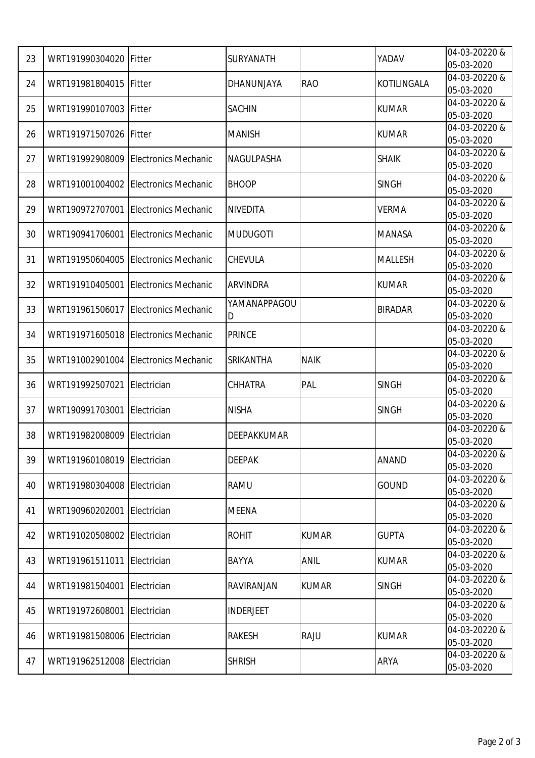| 23 | WRT191990304020 | Fitter | SURYANATH | | YADAV | 04-03-20220 & 05-03-2020 |
|---|---|---|---|---|---|---|
| 24 | WRT191981804015 | Fitter | DHANUNJAYA | RAO | KOTILINGALA | 04-03-20220 & 05-03-2020 |
| 25 | WRT191990107003 | Fitter | SACHIN | | KUMAR | 04-03-20220 & 05-03-2020 |
| 26 | WRT191971507026 | Fitter | MANISH | | KUMAR | 04-03-20220 & 05-03-2020 |
| 27 | WRT191992908009 | Electronics Mechanic | NAGULPASHA | | SHAIK | 04-03-20220 & 05-03-2020 |
| 28 | WRT191001004002 | Electronics Mechanic | BHOOP | | SINGH | 04-03-20220 & 05-03-2020 |
| 29 | WRT190972707001 | Electronics Mechanic | NIVEDITA | | VERMA | 04-03-20220 & 05-03-2020 |
| 30 | WRT190941706001 | Electronics Mechanic | MUDUGOTI | | MANASA | 04-03-20220 & 05-03-2020 |
| 31 | WRT191950604005 | Electronics Mechanic | CHEVULA | | MALLESH | 04-03-20220 & 05-03-2020 |
| 32 | WRT191910405001 | Electronics Mechanic | ARVINDRA | | KUMAR | 04-03-20220 & 05-03-2020 |
| 33 | WRT191961506017 | Electronics Mechanic | YAMANAPPAGOUD | | BIRADAR | 04-03-20220 & 05-03-2020 |
| 34 | WRT191971605018 | Electronics Mechanic | PRINCE | | | 04-03-20220 & 05-03-2020 |
| 35 | WRT191002901004 | Electronics Mechanic | SRIKANTHA | NAIK | | 04-03-20220 & 05-03-2020 |
| 36 | WRT191992507021 | Electrician | CHHATRA | PAL | SINGH | 04-03-20220 & 05-03-2020 |
| 37 | WRT190991703001 | Electrician | NISHA | | SINGH | 04-03-20220 & 05-03-2020 |
| 38 | WRT191982008009 | Electrician | DEEPAKKUMAR | | | 04-03-20220 & 05-03-2020 |
| 39 | WRT191960108019 | Electrician | DEEPAK | | ANAND | 04-03-20220 & 05-03-2020 |
| 40 | WRT191980304008 | Electrician | RAMU | | GOUND | 04-03-20220 & 05-03-2020 |
| 41 | WRT190960202001 | Electrician | MEENA | | | 04-03-20220 & 05-03-2020 |
| 42 | WRT191020508002 | Electrician | ROHIT | KUMAR | GUPTA | 04-03-20220 & 05-03-2020 |
| 43 | WRT191961511011 | Electrician | BAYYA | ANIL | KUMAR | 04-03-20220 & 05-03-2020 |
| 44 | WRT191981504001 | Electrician | RAVIRANJAN | KUMAR | SINGH | 04-03-20220 & 05-03-2020 |
| 45 | WRT191972608001 | Electrician | INDERJEET | | | 04-03-20220 & 05-03-2020 |
| 46 | WRT191981508006 | Electrician | RAKESH | RAJU | KUMAR | 04-03-20220 & 05-03-2020 |
| 47 | WRT191962512008 | Electrician | SHRISH | | ARYA | 04-03-20220 & 05-03-2020 |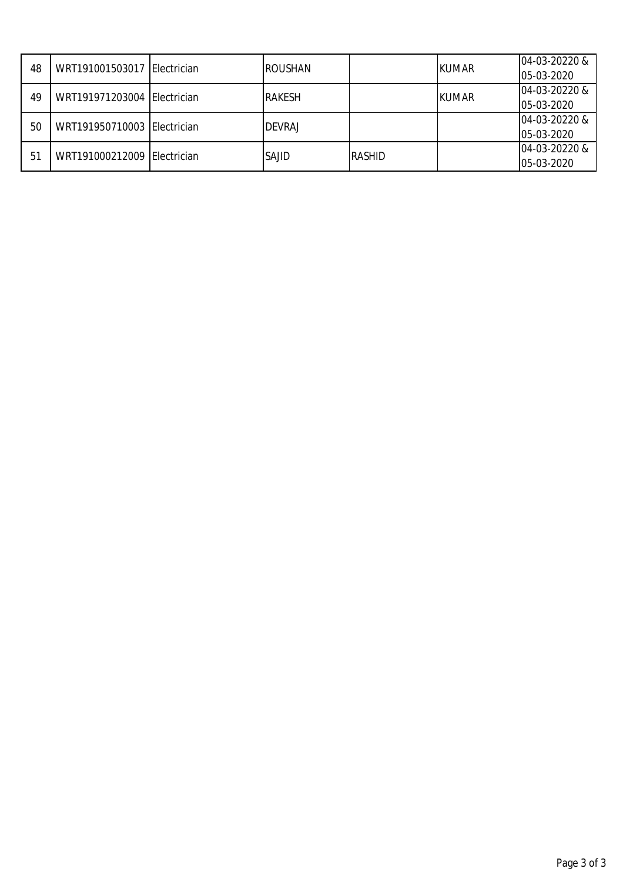| | | | | | | |
|---|---|---|---|---|---|---|
| 48 | WRT191001503017 | Electrician | ROUSHAN | | KUMAR | 04-03-20220 & 05-03-2020 |
| 49 | WRT191971203004 | Electrician | RAKESH | | KUMAR | 04-03-20220 & 05-03-2020 |
| 50 | WRT191950710003 | Electrician | DEVRAJ | | | 04-03-20220 & 05-03-2020 |
| 51 | WRT191000212009 | Electrician | SAJID | RASHID | | 04-03-20220 & 05-03-2020 |